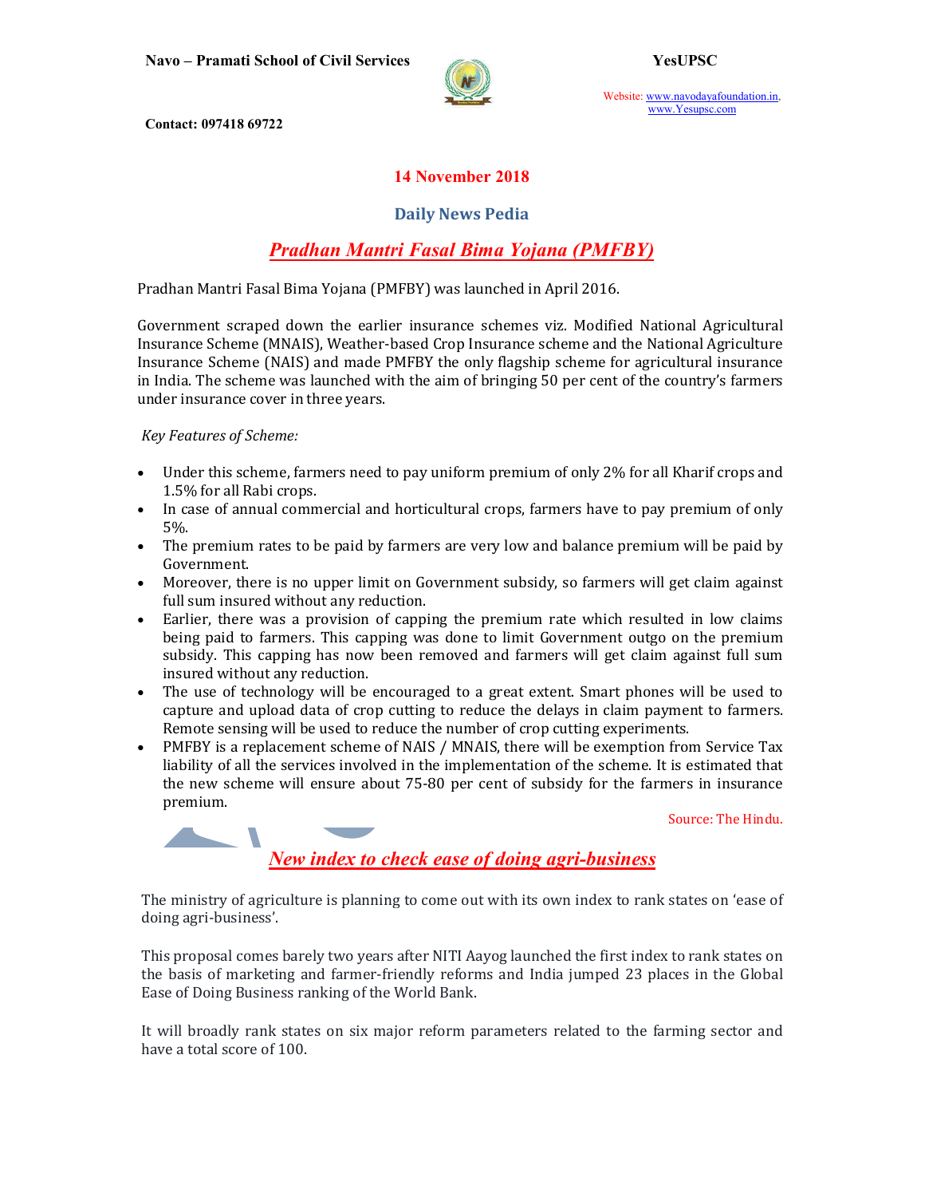**14 November 2018**

## Daily News Pedia

# *Pradhan Mantri Fasal Bima Yojana (PMFBY)*

Pradhan Mantri Fasal Bima Yojana (PMFBY) was launched in April 2016.

Government scraped down the earlier insurance schemes viz. Modified National Agricultural Insurance Scheme (MNAIS), Weather-based Crop Insurance scheme and the National Agriculture Insurance Scheme (NAIS) and made PMFBY the only flagship scheme for agricultural insurance in India. The scheme was launched with the aim of bringing 50 per cent of the country's farmers under insurance cover in three years.

*Key Features of Scheme:*

- Under this scheme, farmers need to pay uniform premium of only 2% for all Kharif crops and 1.5% for all Rabi crops.
- In case of annual commercial and horticultural crops, farmers have to pay premium of only 5%.
- The premium rates to be paid by farmers are very low and balance premium will be paid by Government.
- Moreover, there is no upper limit on Government subsidy, so farmers will get claim against full sum insured without any reduction.
- Earlier, there was a provision of capping the premium rate which resulted in low claims being paid to farmers. This capping was done to limit Government outgo on the premium subsidy. This capping has now been removed and farmers will get claim against full sum insured without any reduction.
- The use of technology will be encouraged to a great extent. Smart phones will be used to capture and upload data of crop cutting to reduce the delays in claim payment to farmers. Remote sensing will be used to reduce the number of crop cutting experiments.
- PMFBY is a replacement scheme of NAIS / MNAIS, there will be exemption from Service Tax liability of all the services involved in the implementation of the scheme. It is estimated that the new scheme will ensure about 75-80 per cent of subsidy for the farmers in insurance premium.

Source: The Hindu.

# *New index to check ease of doing agri-business*

The ministry of agriculture is planning to come out with its own index to rank states on 'ease of doing agri-business'.

This proposal comes barely two years after NITI Aayog launched the first index to rank states on the basis of marketing and farmer-friendly reforms and India jumped 23 places in the Global Ease of Doing Business ranking of the World Bank.

It will broadly rank states on six major reform parameters related to the farming sector and have a total score of 100.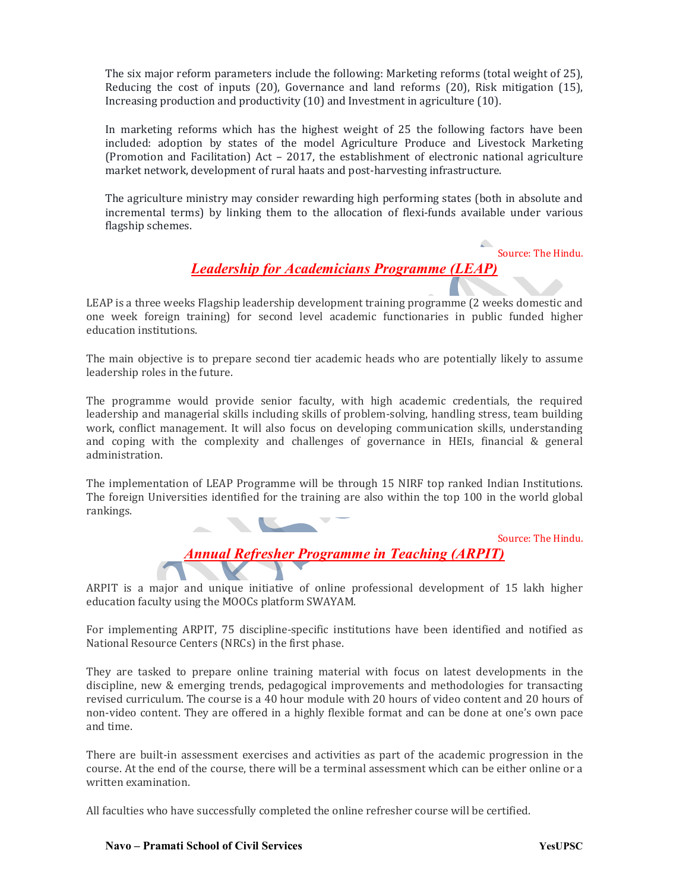The six major reform parameters include the following: Marketing reforms (total weight of 25), Reducing the cost of inputs (20), Governance and land reforms (20), Risk mitigation (15), Increasing production and productivity (10) and Investment in agriculture (10).

In marketing reforms which has the highest weight of 25 the following factors have been included: adoption by states of the model Agriculture Produce and Livestock Marketing (Promotion and Facilitation) Act – 2017, the establishment of electronic national agriculture market network, development of rural haats and post-harvesting infrastructure.

The agriculture ministry may consider rewarding high performing states (both in absolute and incremental terms) by linking them to the allocation of flexi-funds available under various flagship schemes.

Source: The Hindu.

## *Leadership for Academicians Programme (LEAP)*

LEAP is a three weeks Flagship leadership development training programme (2 weeks domestic and one week foreign training) for second level academic functionaries in public funded higher education institutions.

The main objective is to prepare second tier academic heads who are potentially likely to assume leadership roles in the future.

The programme would provide senior faculty, with high academic credentials, the required leadership and managerial skills including skills of problem-solving, handling stress, team building work, conflict management. It will also focus on developing communication skills, understanding and coping with the complexity and challenges of governance in HEIs, financial & general administration.

The implementation of LEAP Programme will be through 15 NIRF top ranked Indian Institutions. The foreign Universities identified for the training are also within the top 100 in the world global rankings.

Source: The Hindu.

## *Annual Refresher Programme in Teaching (ARPIT)*

ARPIT is a major and unique initiative of online professional development of 15 lakh higher education faculty using the MOOCs platform SWAYAM.

For implementing ARPIT, 75 discipline-specific institutions have been identified and notified as National Resource Centers (NRCs) in the first phase.

They are tasked to prepare online training material with focus on latest developments in the discipline, new & emerging trends, pedagogical improvements and methodologies for transacting revised curriculum. The course is a 40 hour module with 20 hours of video content and 20 hours of non-video content. They are offered in a highly flexible format and can be done at one's own pace and time.

There are built-in assessment exercises and activities as part of the academic progression in the course. At the end of the course, there will be a terminal assessment which can be either online or a written examination.

All faculties who have successfully completed the online refresher course will be certified.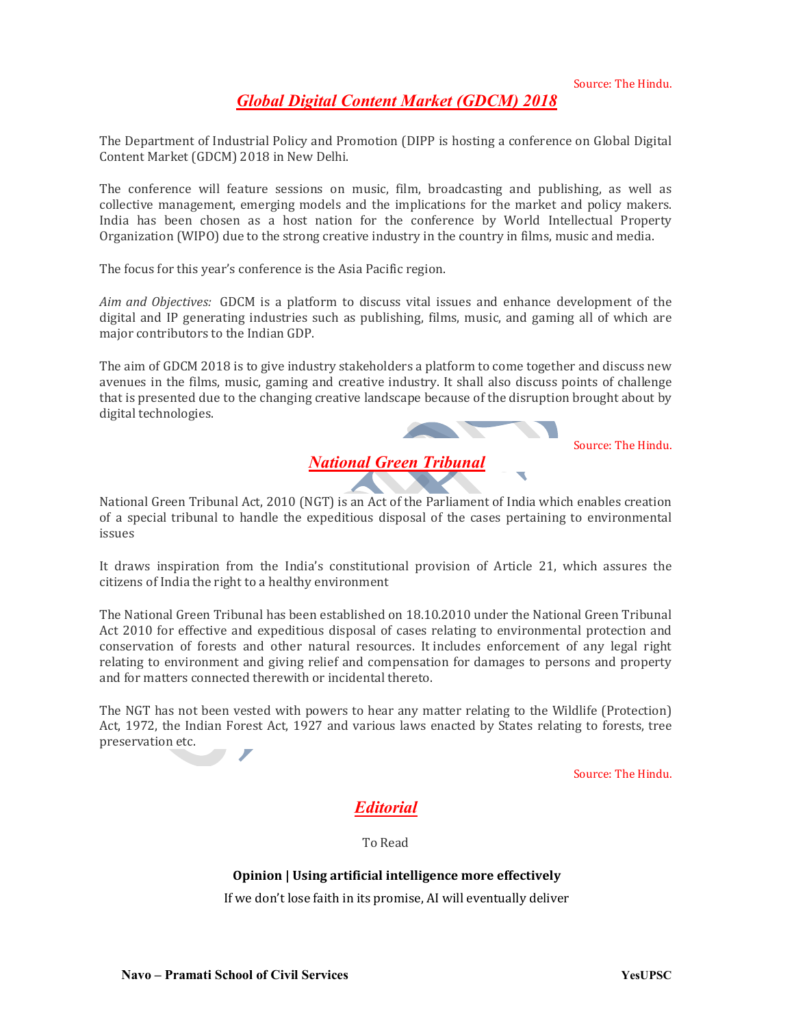Source: The Hindu.

## *Global Digital Content Market (GDCM) 2018*

The Department of Industrial Policy and Promotion (DIPP is hosting a conference on Global Digital Content Market (GDCM) 2018 in New Delhi.

The conference will feature sessions on music, film, broadcasting and publishing, as well as collective management, emerging models and the implications for the market and policy makers. India has been chosen as a host nation for the conference by World Intellectual Property Organization (WIPO) due to the strong creative industry in the country in films, music and media.

The focus for this year's conference is the Asia Pacific region.

*Aim and Objectives:* GDCM is a platform to discuss vital issues and enhance development of the digital and IP generating industries such as publishing, films, music, and gaming all of which are major contributors to the Indian GDP.

The aim of GDCM 2018 is to give industry stakeholders a platform to come together and discuss new avenues in the films, music, gaming and creative industry. It shall also discuss points of challenge that is presented due to the changing creative landscape because of the disruption brought about by digital technologies.

Source: The Hindu.

## *National Green Tribunal*

National Green Tribunal Act, 2010 (NGT) is an Act of the Parliament of India which enables creation of a special tribunal to handle the expeditious disposal of the cases pertaining to environmental issues

It draws inspiration from the India's constitutional provision of Article 21, which assures the citizens of India the right to a healthy environment

The National Green Tribunal has been established on 18.10.2010 under the National Green Tribunal Act 2010 for effective and expeditious disposal of cases relating to environmental protection and conservation of forests and other natural resources. It includes enforcement of any legal right relating to environment and giving relief and compensation for damages to persons and property and for matters connected therewith or incidental thereto.

The NGT has not been vested with powers to hear any matter relating to the Wildlife (Protection) Act, 1972, the Indian Forest Act, 1927 and various laws enacted by States relating to forests, tree preservation etc.

Source: The Hindu.

## *Editorial*

To Read

**Opinion | Using artificial intelligence more effectively**

If we don't lose faith in its promise, AI will eventually deliver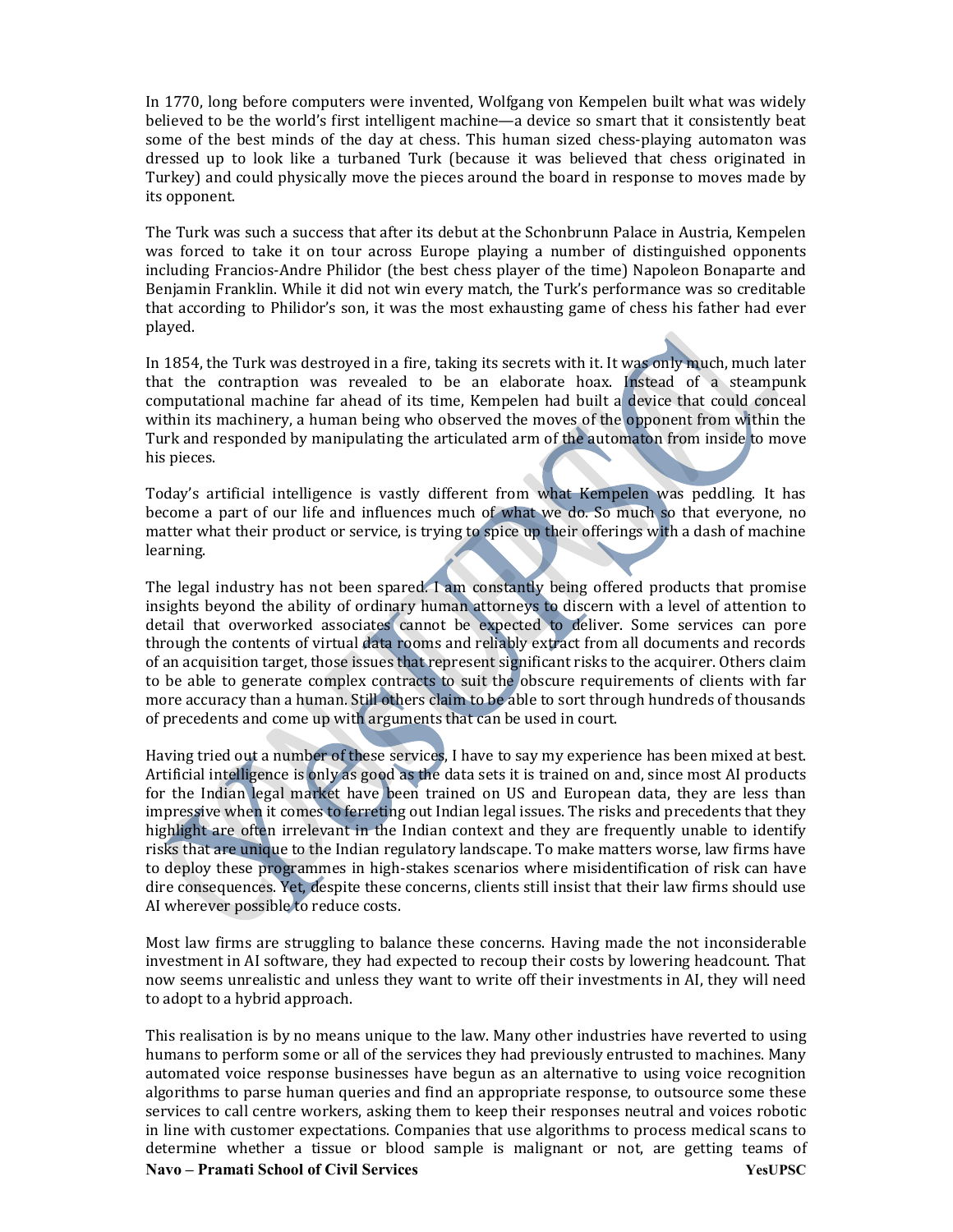In 1770, long before computers were invented, Wolfgang von Kempelen built what was widely believed to be the world's first intelligent machine—a device so smart that it consistently beat some of the best minds of the day at chess. This human sized chess-playing automaton was dressed up to look like a turbaned Turk (because it was believed that chess originated in Turkey) and could physically move the pieces around the board in response to moves made by its opponent.

The Turk was such a success that after its debut at the Schonbrunn Palace in Austria, Kempelen was forced to take it on tour across Europe playing a number of distinguished opponents including Francios-Andre Philidor (the best chess player of the time) Napoleon Bonaparte and Benjamin Franklin. While it did not win every match, the Turk's performance was so creditable that according to Philidor's son, it was the most exhausting game of chess his father had ever played.

In 1854, the Turk was destroyed in a fire, taking its secrets with it. It was only much, much later that the contraption was revealed to be an elaborate hoax. Instead of a steampunk computational machine far ahead of its time, Kempelen had built a device that could conceal within its machinery, a human being who observed the moves of the opponent from within the Turk and responded by manipulating the articulated arm of the automaton from inside to move his pieces.

Today's artificial intelligence is vastly different from what Kempelen was peddling. It has become a part of our life and influences much of what we do. So much so that everyone, no matter what their product or service, is trying to spice up their offerings with a dash of machine learning.

The legal industry has not been spared. I am constantly being offered products that promise insights beyond the ability of ordinary human attorneys to discern with a level of attention to detail that overworked associates cannot be expected to deliver. Some services can pore through the contents of virtual data rooms and reliably extract from all documents and records of an acquisition target, those issues that represent significant risks to the acquirer. Others claim to be able to generate complex contracts to suit the obscure requirements of clients with far more accuracy than a human. Still others claim to be able to sort through hundreds of thousands of precedents and come up with arguments that can be used in court.

Having tried out a number of these services, I have to say my experience has been mixed at best. Artificial intelligence is only as good as the data sets it is trained on and, since most AI products for the Indian legal market have been trained on US and European data, they are less than impressive when it comes to ferreting out Indian legal issues. The risks and precedents that they highlight are often irrelevant in the Indian context and they are frequently unable to identify risks that are unique to the Indian regulatory landscape. To make matters worse, law firms have to deploy these programmes in high-stakes scenarios where misidentification of risk can have dire consequences. Yet, despite these concerns, clients still insist that their law firms should use AI wherever possible to reduce costs.

Most law firms are struggling to balance these concerns. Having made the not inconsiderable investment in AI software, they had expected to recoup their costs by lowering headcount. That now seems unrealistic and unless they want to write off their investments in AI, they will need to adopt to a hybrid approach.

This realisation is by no means unique to the law. Many other industries have reverted to using humans to perform some or all of the services they had previously entrusted to machines. Many automated voice response businesses have begun as an alternative to using voice recognition algorithms to parse human queries and find an appropriate response, to outsource some these services to call centre workers, asking them to keep their responses neutral and voices robotic in line with customer expectations. Companies that use algorithms to process medical scans to determine whether a tissue or blood sample is malignant or not, are getting teams of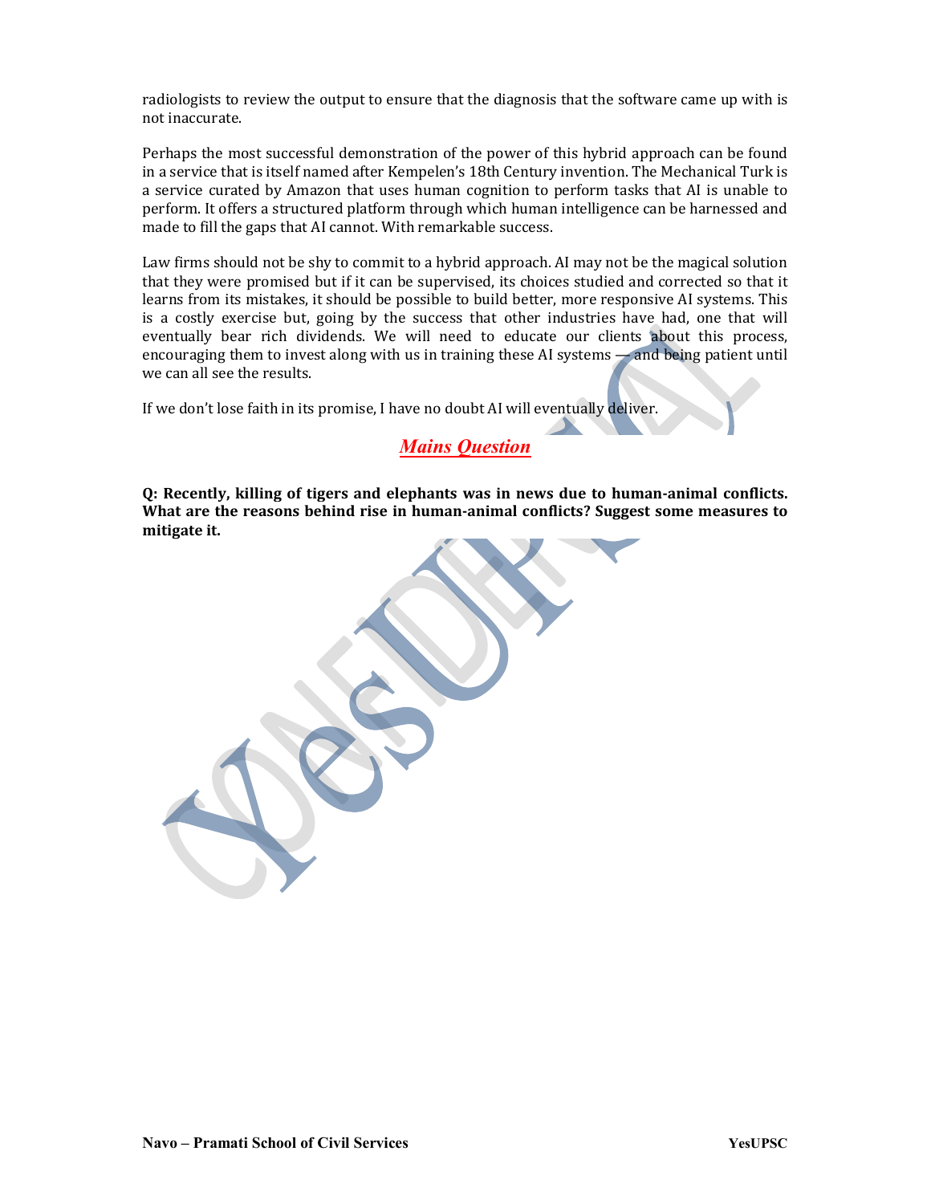radiologists to review the output to ensure that the diagnosis that the software came up with is not inaccurate.

Perhaps the most successful demonstration of the power of this hybrid approach can be found in a service that is itself named after Kempelen's 18th Century invention. The Mechanical Turk is a service curated by Amazon that uses human cognition to perform tasks that AI is unable to perform. It offers a structured platform through which human intelligence can be harnessed and made to fill the gaps that AI cannot. With remarkable success.

Law firms should not be shy to commit to a hybrid approach. AI may not be the magical solution that they were promised but if it can be supervised, its choices studied and corrected so that it learns from its mistakes, it should be possible to build better, more responsive AI systems. This is a costly exercise but, going by the success that other industries have had, one that will eventually bear rich dividends. We will need to educate our clients about this process, encouraging them to invest along with us in training these AI systems — and being patient until we can all see the results.

If we don't lose faith in its promise, I have no doubt AI will eventually deliver.

## *Mains Question*

**Q: Recently, killing of tigers and elephants was in news due to human-animal conflicts. What are the reasons behind rise in human-animal conflicts? Suggest some measures to mitigate it.**